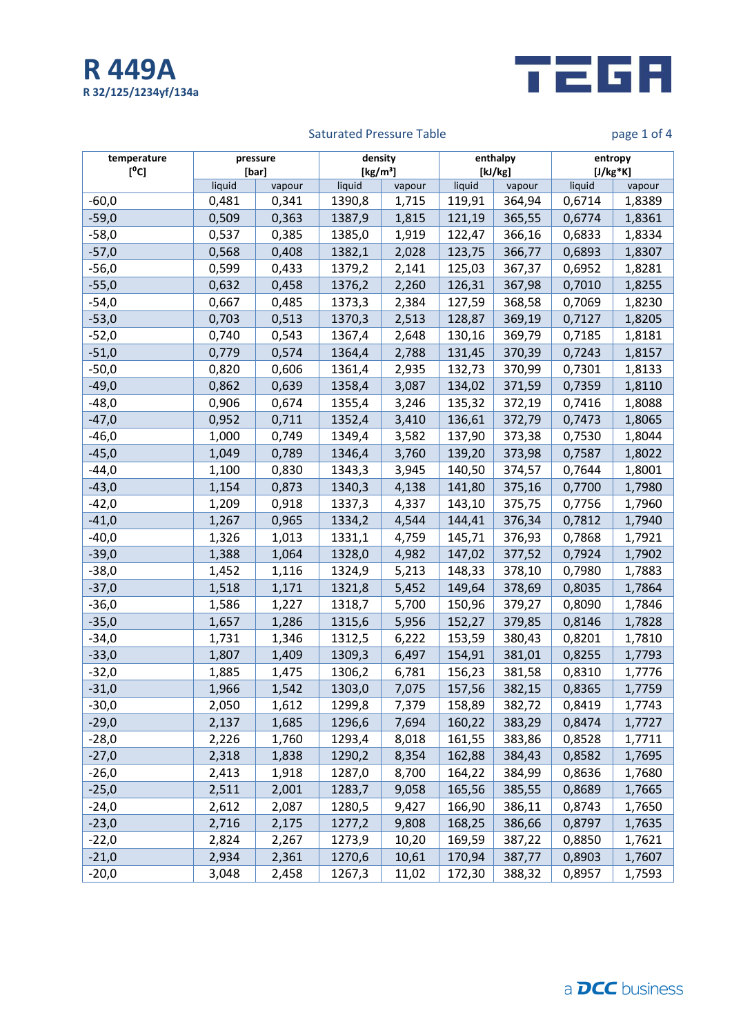# R 449A

**R 32/125/1234yf/134a**

TEGA

Saturated Pressure Table

| temperature [°C] | pressure [bar] | | density [kg/m³] | | enthalpy [kJ/kg] | | entropy [J/kg*K] | |
|---|---|---|---|---|---|---|---|---|
| | liquid | vapour | liquid | vapour | liquid | vapour | liquid | vapour |
| -60,0 | 0,481 | 0,341 | 1390,8 | 1,715 | 119,91 | 364,94 | 0,6714 | 1,8389 |
| -59,0 | 0,509 | 0,363 | 1387,9 | 1,815 | 121,19 | 365,55 | 0,6774 | 1,8361 |
| -58,0 | 0,537 | 0,385 | 1385,0 | 1,919 | 122,47 | 366,16 | 0,6833 | 1,8334 |
| -57,0 | 0,568 | 0,408 | 1382,1 | 2,028 | 123,75 | 366,77 | 0,6893 | 1,8307 |
| -56,0 | 0,599 | 0,433 | 1379,2 | 2,141 | 125,03 | 367,37 | 0,6952 | 1,8281 |
| -55,0 | 0,632 | 0,458 | 1376,2 | 2,260 | 126,31 | 367,98 | 0,7010 | 1,8255 |
| -54,0 | 0,667 | 0,485 | 1373,3 | 2,384 | 127,59 | 368,58 | 0,7069 | 1,8230 |
| -53,0 | 0,703 | 0,513 | 1370,3 | 2,513 | 128,87 | 369,19 | 0,7127 | 1,8205 |
| -52,0 | 0,740 | 0,543 | 1367,4 | 2,648 | 130,16 | 369,79 | 0,7185 | 1,8181 |
| -51,0 | 0,779 | 0,574 | 1364,4 | 2,788 | 131,45 | 370,39 | 0,7243 | 1,8157 |
| -50,0 | 0,820 | 0,606 | 1361,4 | 2,935 | 132,73 | 370,99 | 0,7301 | 1,8133 |
| -49,0 | 0,862 | 0,639 | 1358,4 | 3,087 | 134,02 | 371,59 | 0,7359 | 1,8110 |
| -48,0 | 0,906 | 0,674 | 1355,4 | 3,246 | 135,32 | 372,19 | 0,7416 | 1,8088 |
| -47,0 | 0,952 | 0,711 | 1352,4 | 3,410 | 136,61 | 372,79 | 0,7473 | 1,8065 |
| -46,0 | 1,000 | 0,749 | 1349,4 | 3,582 | 137,90 | 373,38 | 0,7530 | 1,8044 |
| -45,0 | 1,049 | 0,789 | 1346,4 | 3,760 | 139,20 | 373,98 | 0,7587 | 1,8022 |
| -44,0 | 1,100 | 0,830 | 1343,3 | 3,945 | 140,50 | 374,57 | 0,7644 | 1,8001 |
| -43,0 | 1,154 | 0,873 | 1340,3 | 4,138 | 141,80 | 375,16 | 0,7700 | 1,7980 |
| -42,0 | 1,209 | 0,918 | 1337,3 | 4,337 | 143,10 | 375,75 | 0,7756 | 1,7960 |
| -41,0 | 1,267 | 0,965 | 1334,2 | 4,544 | 144,41 | 376,34 | 0,7812 | 1,7940 |
| -40,0 | 1,326 | 1,013 | 1331,1 | 4,759 | 145,71 | 376,93 | 0,7868 | 1,7921 |
| -39,0 | 1,388 | 1,064 | 1328,0 | 4,982 | 147,02 | 377,52 | 0,7924 | 1,7902 |
| -38,0 | 1,452 | 1,116 | 1324,9 | 5,213 | 148,33 | 378,10 | 0,7980 | 1,7883 |
| -37,0 | 1,518 | 1,171 | 1321,8 | 5,452 | 149,64 | 378,69 | 0,8035 | 1,7864 |
| -36,0 | 1,586 | 1,227 | 1318,7 | 5,700 | 150,96 | 379,27 | 0,8090 | 1,7846 |
| -35,0 | 1,657 | 1,286 | 1315,6 | 5,956 | 152,27 | 379,85 | 0,8146 | 1,7828 |
| -34,0 | 1,731 | 1,346 | 1312,5 | 6,222 | 153,59 | 380,43 | 0,8201 | 1,7810 |
| -33,0 | 1,807 | 1,409 | 1309,3 | 6,497 | 154,91 | 381,01 | 0,8255 | 1,7793 |
| -32,0 | 1,885 | 1,475 | 1306,2 | 6,781 | 156,23 | 381,58 | 0,8310 | 1,7776 |
| -31,0 | 1,966 | 1,542 | 1303,0 | 7,075 | 157,56 | 382,15 | 0,8365 | 1,7759 |
| -30,0 | 2,050 | 1,612 | 1299,8 | 7,379 | 158,89 | 382,72 | 0,8419 | 1,7743 |
| -29,0 | 2,137 | 1,685 | 1296,6 | 7,694 | 160,22 | 383,29 | 0,8474 | 1,7727 |
| -28,0 | 2,226 | 1,760 | 1293,4 | 8,018 | 161,55 | 383,86 | 0,8528 | 1,7711 |
| -27,0 | 2,318 | 1,838 | 1290,2 | 8,354 | 162,88 | 384,43 | 0,8582 | 1,7695 |
| -26,0 | 2,413 | 1,918 | 1287,0 | 8,700 | 164,22 | 384,99 | 0,8636 | 1,7680 |
| -25,0 | 2,511 | 2,001 | 1283,7 | 9,058 | 165,56 | 385,55 | 0,8689 | 1,7665 |
| -24,0 | 2,612 | 2,087 | 1280,5 | 9,427 | 166,90 | 386,11 | 0,8743 | 1,7650 |
| -23,0 | 2,716 | 2,175 | 1277,2 | 9,808 | 168,25 | 386,66 | 0,8797 | 1,7635 |
| -22,0 | 2,824 | 2,267 | 1273,9 | 10,20 | 169,59 | 387,22 | 0,8850 | 1,7621 |
| -21,0 | 2,934 | 2,361 | 1270,6 | 10,61 | 170,94 | 387,77 | 0,8903 | 1,7607 |
| -20,0 | 3,048 | 2,458 | 1267,3 | 11,02 | 172,30 | 388,32 | 0,8957 | 1,7593 |

a DCC business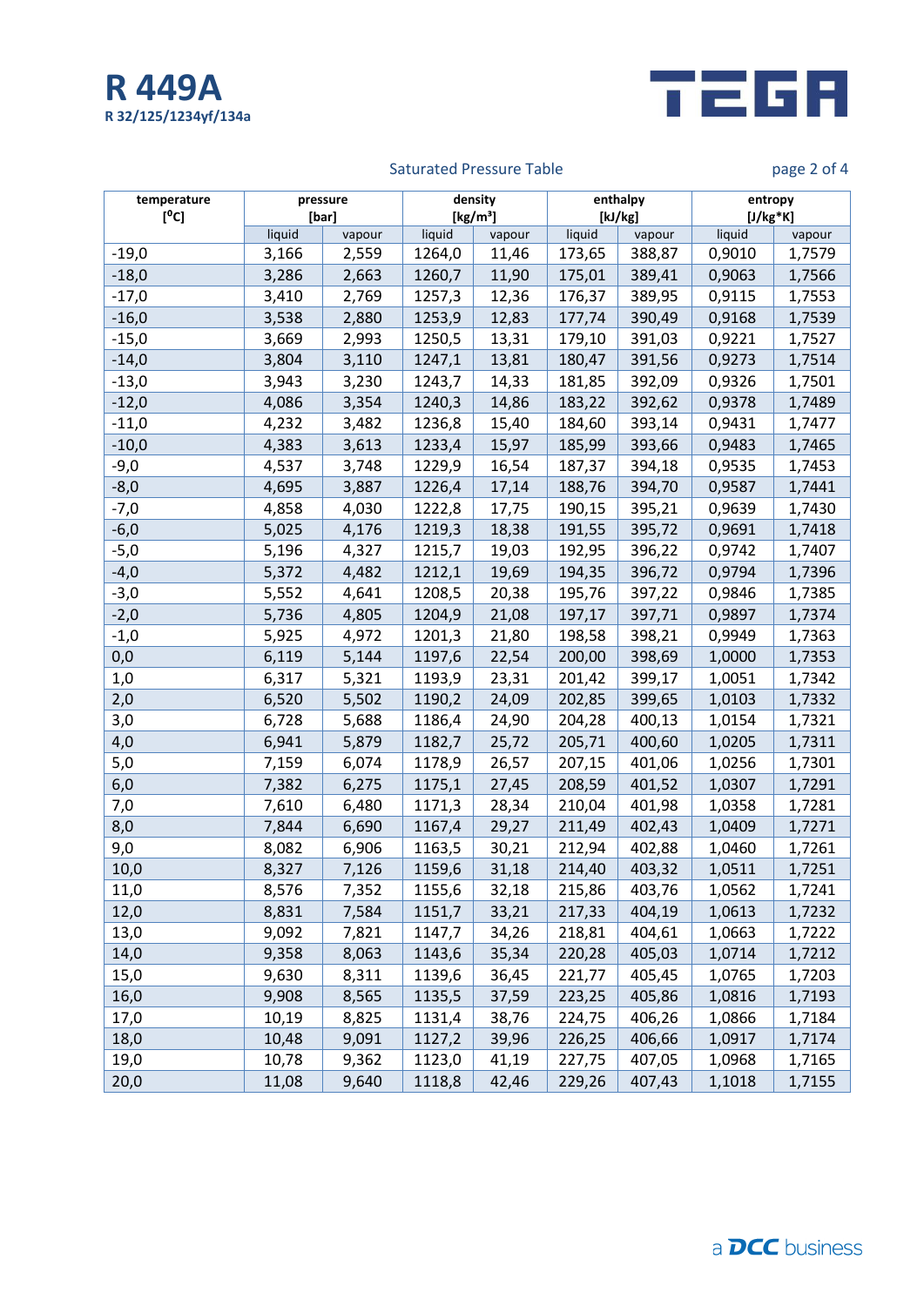# R 449A

**R 32/125/1234yf/134a**

Saturated Pressure Table

| temperature [°C] | pressure [bar] | | density [kg/m³] | | enthalpy [kJ/kg] | | entropy [J/kg*K] | |
|---|---|---|---|---|---|---|---|---|
| | liquid | vapour | liquid | vapour | liquid | vapour | liquid | vapour |
| -19,0 | 3,166 | 2,559 | 1264,0 | 11,46 | 173,65 | 388,87 | 0,9010 | 1,7579 |
| -18,0 | 3,286 | 2,663 | 1260,7 | 11,90 | 175,01 | 389,41 | 0,9063 | 1,7566 |
| -17,0 | 3,410 | 2,769 | 1257,3 | 12,36 | 176,37 | 389,95 | 0,9115 | 1,7553 |
| -16,0 | 3,538 | 2,880 | 1253,9 | 12,83 | 177,74 | 390,49 | 0,9168 | 1,7539 |
| -15,0 | 3,669 | 2,993 | 1250,5 | 13,31 | 179,10 | 391,03 | 0,9221 | 1,7527 |
| -14,0 | 3,804 | 3,110 | 1247,1 | 13,81 | 180,47 | 391,56 | 0,9273 | 1,7514 |
| -13,0 | 3,943 | 3,230 | 1243,7 | 14,33 | 181,85 | 392,09 | 0,9326 | 1,7501 |
| -12,0 | 4,086 | 3,354 | 1240,3 | 14,86 | 183,22 | 392,62 | 0,9378 | 1,7489 |
| -11,0 | 4,232 | 3,482 | 1236,8 | 15,40 | 184,60 | 393,14 | 0,9431 | 1,7477 |
| -10,0 | 4,383 | 3,613 | 1233,4 | 15,97 | 185,99 | 393,66 | 0,9483 | 1,7465 |
| -9,0 | 4,537 | 3,748 | 1229,9 | 16,54 | 187,37 | 394,18 | 0,9535 | 1,7453 |
| -8,0 | 4,695 | 3,887 | 1226,4 | 17,14 | 188,76 | 394,70 | 0,9587 | 1,7441 |
| -7,0 | 4,858 | 4,030 | 1222,8 | 17,75 | 190,15 | 395,21 | 0,9639 | 1,7430 |
| -6,0 | 5,025 | 4,176 | 1219,3 | 18,38 | 191,55 | 395,72 | 0,9691 | 1,7418 |
| -5,0 | 5,196 | 4,327 | 1215,7 | 19,03 | 192,95 | 396,22 | 0,9742 | 1,7407 |
| -4,0 | 5,372 | 4,482 | 1212,1 | 19,69 | 194,35 | 396,72 | 0,9794 | 1,7396 |
| -3,0 | 5,552 | 4,641 | 1208,5 | 20,38 | 195,76 | 397,22 | 0,9846 | 1,7385 |
| -2,0 | 5,736 | 4,805 | 1204,9 | 21,08 | 197,17 | 397,71 | 0,9897 | 1,7374 |
| -1,0 | 5,925 | 4,972 | 1201,3 | 21,80 | 198,58 | 398,21 | 0,9949 | 1,7363 |
| 0,0 | 6,119 | 5,144 | 1197,6 | 22,54 | 200,00 | 398,69 | 1,0000 | 1,7353 |
| 1,0 | 6,317 | 5,321 | 1193,9 | 23,31 | 201,42 | 399,17 | 1,0051 | 1,7342 |
| 2,0 | 6,520 | 5,502 | 1190,2 | 24,09 | 202,85 | 399,65 | 1,0103 | 1,7332 |
| 3,0 | 6,728 | 5,688 | 1186,4 | 24,90 | 204,28 | 400,13 | 1,0154 | 1,7321 |
| 4,0 | 6,941 | 5,879 | 1182,7 | 25,72 | 205,71 | 400,60 | 1,0205 | 1,7311 |
| 5,0 | 7,159 | 6,074 | 1178,9 | 26,57 | 207,15 | 401,06 | 1,0256 | 1,7301 |
| 6,0 | 7,382 | 6,275 | 1175,1 | 27,45 | 208,59 | 401,52 | 1,0307 | 1,7291 |
| 7,0 | 7,610 | 6,480 | 1171,3 | 28,34 | 210,04 | 401,98 | 1,0358 | 1,7281 |
| 8,0 | 7,844 | 6,690 | 1167,4 | 29,27 | 211,49 | 402,43 | 1,0409 | 1,7271 |
| 9,0 | 8,082 | 6,906 | 1163,5 | 30,21 | 212,94 | 402,88 | 1,0460 | 1,7261 |
| 10,0 | 8,327 | 7,126 | 1159,6 | 31,18 | 214,40 | 403,32 | 1,0511 | 1,7251 |
| 11,0 | 8,576 | 7,352 | 1155,6 | 32,18 | 215,86 | 403,76 | 1,0562 | 1,7241 |
| 12,0 | 8,831 | 7,584 | 1151,7 | 33,21 | 217,33 | 404,19 | 1,0613 | 1,7232 |
| 13,0 | 9,092 | 7,821 | 1147,7 | 34,26 | 218,81 | 404,61 | 1,0663 | 1,7222 |
| 14,0 | 9,358 | 8,063 | 1143,6 | 35,34 | 220,28 | 405,03 | 1,0714 | 1,7212 |
| 15,0 | 9,630 | 8,311 | 1139,6 | 36,45 | 221,77 | 405,45 | 1,0765 | 1,7203 |
| 16,0 | 9,908 | 8,565 | 1135,5 | 37,59 | 223,25 | 405,86 | 1,0816 | 1,7193 |
| 17,0 | 10,19 | 8,825 | 1131,4 | 38,76 | 224,75 | 406,26 | 1,0866 | 1,7184 |
| 18,0 | 10,48 | 9,091 | 1127,2 | 39,96 | 226,25 | 406,66 | 1,0917 | 1,7174 |
| 19,0 | 10,78 | 9,362 | 1123,0 | 41,19 | 227,75 | 407,05 | 1,0968 | 1,7165 |
| 20,0 | 11,08 | 9,640 | 1118,8 | 42,46 | 229,26 | 407,43 | 1,1018 | 1,7155 |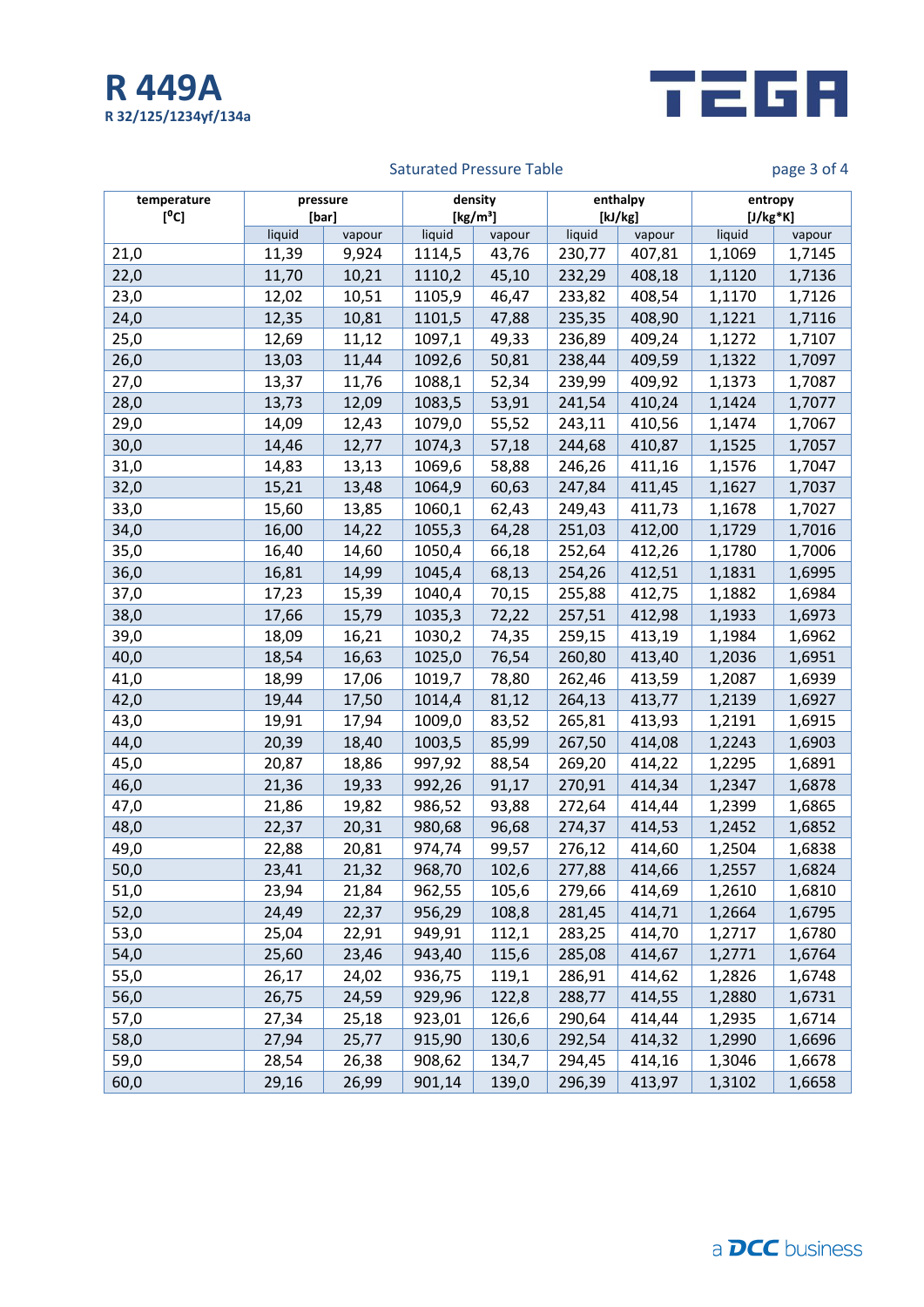# R 449A

**R 32/125/1234yf/134a**

TEGA

Saturated Pressure Table

| temperature [°C] | pressure [bar] | | density [kg/m³] | | enthalpy [kJ/kg] | | entropy [J/kg*K] | |
|---|---|---|---|---|---|---|---|---|
| | liquid | vapour | liquid | vapour | liquid | vapour | liquid | vapour |
| 21,0 | 11,39 | 9,924 | 1114,5 | 43,76 | 230,77 | 407,81 | 1,1069 | 1,7145 |
| 22,0 | 11,70 | 10,21 | 1110,2 | 45,10 | 232,29 | 408,18 | 1,1120 | 1,7136 |
| 23,0 | 12,02 | 10,51 | 1105,9 | 46,47 | 233,82 | 408,54 | 1,1170 | 1,7126 |
| 24,0 | 12,35 | 10,81 | 1101,5 | 47,88 | 235,35 | 408,90 | 1,1221 | 1,7116 |
| 25,0 | 12,69 | 11,12 | 1097,1 | 49,33 | 236,89 | 409,24 | 1,1272 | 1,7107 |
| 26,0 | 13,03 | 11,44 | 1092,6 | 50,81 | 238,44 | 409,59 | 1,1322 | 1,7097 |
| 27,0 | 13,37 | 11,76 | 1088,1 | 52,34 | 239,99 | 409,92 | 1,1373 | 1,7087 |
| 28,0 | 13,73 | 12,09 | 1083,5 | 53,91 | 241,54 | 410,24 | 1,1424 | 1,7077 |
| 29,0 | 14,09 | 12,43 | 1079,0 | 55,52 | 243,11 | 410,56 | 1,1474 | 1,7067 |
| 30,0 | 14,46 | 12,77 | 1074,3 | 57,18 | 244,68 | 410,87 | 1,1525 | 1,7057 |
| 31,0 | 14,83 | 13,13 | 1069,6 | 58,88 | 246,26 | 411,16 | 1,1576 | 1,7047 |
| 32,0 | 15,21 | 13,48 | 1064,9 | 60,63 | 247,84 | 411,45 | 1,1627 | 1,7037 |
| 33,0 | 15,60 | 13,85 | 1060,1 | 62,43 | 249,43 | 411,73 | 1,1678 | 1,7027 |
| 34,0 | 16,00 | 14,22 | 1055,3 | 64,28 | 251,03 | 412,00 | 1,1729 | 1,7016 |
| 35,0 | 16,40 | 14,60 | 1050,4 | 66,18 | 252,64 | 412,26 | 1,1780 | 1,7006 |
| 36,0 | 16,81 | 14,99 | 1045,4 | 68,13 | 254,26 | 412,51 | 1,1831 | 1,6995 |
| 37,0 | 17,23 | 15,39 | 1040,4 | 70,15 | 255,88 | 412,75 | 1,1882 | 1,6984 |
| 38,0 | 17,66 | 15,79 | 1035,3 | 72,22 | 257,51 | 412,98 | 1,1933 | 1,6973 |
| 39,0 | 18,09 | 16,21 | 1030,2 | 74,35 | 259,15 | 413,19 | 1,1984 | 1,6962 |
| 40,0 | 18,54 | 16,63 | 1025,0 | 76,54 | 260,80 | 413,40 | 1,2036 | 1,6951 |
| 41,0 | 18,99 | 17,06 | 1019,7 | 78,80 | 262,46 | 413,59 | 1,2087 | 1,6939 |
| 42,0 | 19,44 | 17,50 | 1014,4 | 81,12 | 264,13 | 413,77 | 1,2139 | 1,6927 |
| 43,0 | 19,91 | 17,94 | 1009,0 | 83,52 | 265,81 | 413,93 | 1,2191 | 1,6915 |
| 44,0 | 20,39 | 18,40 | 1003,5 | 85,99 | 267,50 | 414,08 | 1,2243 | 1,6903 |
| 45,0 | 20,87 | 18,86 | 997,92 | 88,54 | 269,20 | 414,22 | 1,2295 | 1,6891 |
| 46,0 | 21,36 | 19,33 | 992,26 | 91,17 | 270,91 | 414,34 | 1,2347 | 1,6878 |
| 47,0 | 21,86 | 19,82 | 986,52 | 93,88 | 272,64 | 414,44 | 1,2399 | 1,6865 |
| 48,0 | 22,37 | 20,31 | 980,68 | 96,68 | 274,37 | 414,53 | 1,2452 | 1,6852 |
| 49,0 | 22,88 | 20,81 | 974,74 | 99,57 | 276,12 | 414,60 | 1,2504 | 1,6838 |
| 50,0 | 23,41 | 21,32 | 968,70 | 102,6 | 277,88 | 414,66 | 1,2557 | 1,6824 |
| 51,0 | 23,94 | 21,84 | 962,55 | 105,6 | 279,66 | 414,69 | 1,2610 | 1,6810 |
| 52,0 | 24,49 | 22,37 | 956,29 | 108,8 | 281,45 | 414,71 | 1,2664 | 1,6795 |
| 53,0 | 25,04 | 22,91 | 949,91 | 112,1 | 283,25 | 414,70 | 1,2717 | 1,6780 |
| 54,0 | 25,60 | 23,46 | 943,40 | 115,6 | 285,08 | 414,67 | 1,2771 | 1,6764 |
| 55,0 | 26,17 | 24,02 | 936,75 | 119,1 | 286,91 | 414,62 | 1,2826 | 1,6748 |
| 56,0 | 26,75 | 24,59 | 929,96 | 122,8 | 288,77 | 414,55 | 1,2880 | 1,6731 |
| 57,0 | 27,34 | 25,18 | 923,01 | 126,6 | 290,64 | 414,44 | 1,2935 | 1,6714 |
| 58,0 | 27,94 | 25,77 | 915,90 | 130,6 | 292,54 | 414,32 | 1,2990 | 1,6696 |
| 59,0 | 28,54 | 26,38 | 908,62 | 134,7 | 294,45 | 414,16 | 1,3046 | 1,6678 |
| 60,0 | 29,16 | 26,99 | 901,14 | 139,0 | 296,39 | 413,97 | 1,3102 | 1,6658 |

a DCC business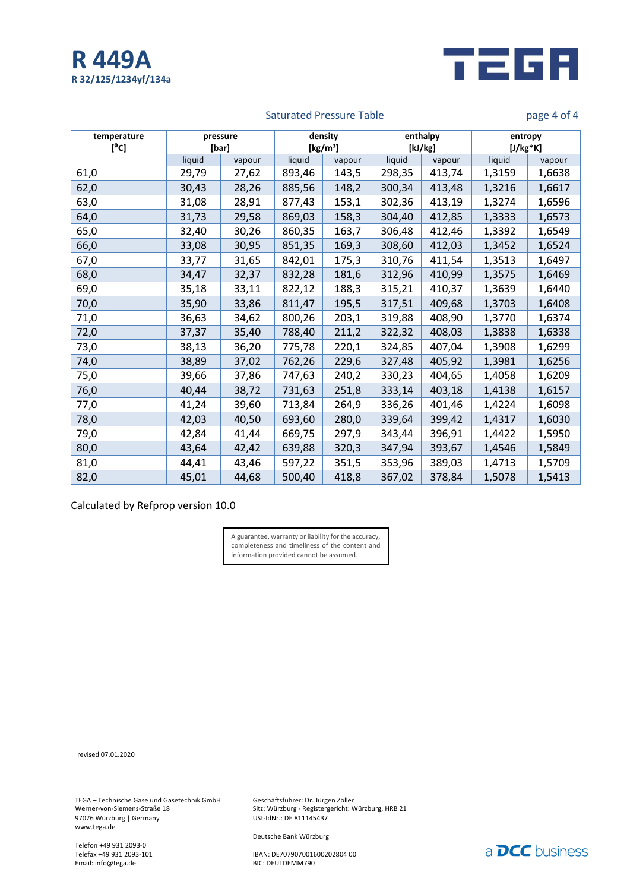# R 449A

**R 32/125/1234yf/134a**

Saturated Pressure Table

| temperature [⁰C] | pressure [bar] | | density [kg/m³] | | enthalpy [kJ/kg] | | entropy [J/kg*K] | |
|---|---|---|---|---|---|---|---|---|
| | liquid | vapour | liquid | vapour | liquid | vapour | liquid | vapour |
| 61,0 | 29,79 | 27,62 | 893,46 | 143,5 | 298,35 | 413,74 | 1,3159 | 1,6638 |
| 62,0 | 30,43 | 28,26 | 885,56 | 148,2 | 300,34 | 413,48 | 1,3216 | 1,6617 |
| 63,0 | 31,08 | 28,91 | 877,43 | 153,1 | 302,36 | 413,19 | 1,3274 | 1,6596 |
| 64,0 | 31,73 | 29,58 | 869,03 | 158,3 | 304,40 | 412,85 | 1,3333 | 1,6573 |
| 65,0 | 32,40 | 30,26 | 860,35 | 163,7 | 306,48 | 412,46 | 1,3392 | 1,6549 |
| 66,0 | 33,08 | 30,95 | 851,35 | 169,3 | 308,60 | 412,03 | 1,3452 | 1,6524 |
| 67,0 | 33,77 | 31,65 | 842,01 | 175,3 | 310,76 | 411,54 | 1,3513 | 1,6497 |
| 68,0 | 34,47 | 32,37 | 832,28 | 181,6 | 312,96 | 410,99 | 1,3575 | 1,6469 |
| 69,0 | 35,18 | 33,11 | 822,12 | 188,3 | 315,21 | 410,37 | 1,3639 | 1,6440 |
| 70,0 | 35,90 | 33,86 | 811,47 | 195,5 | 317,51 | 409,68 | 1,3703 | 1,6408 |
| 71,0 | 36,63 | 34,62 | 800,26 | 203,1 | 319,88 | 408,90 | 1,3770 | 1,6374 |
| 72,0 | 37,37 | 35,40 | 788,40 | 211,2 | 322,32 | 408,03 | 1,3838 | 1,6338 |
| 73,0 | 38,13 | 36,20 | 775,78 | 220,1 | 324,85 | 407,04 | 1,3908 | 1,6299 |
| 74,0 | 38,89 | 37,02 | 762,26 | 229,6 | 327,48 | 405,92 | 1,3981 | 1,6256 |
| 75,0 | 39,66 | 37,86 | 747,63 | 240,2 | 330,23 | 404,65 | 1,4058 | 1,6209 |
| 76,0 | 40,44 | 38,72 | 731,63 | 251,8 | 333,14 | 403,18 | 1,4138 | 1,6157 |
| 77,0 | 41,24 | 39,60 | 713,84 | 264,9 | 336,26 | 401,46 | 1,4224 | 1,6098 |
| 78,0 | 42,03 | 40,50 | 693,60 | 280,0 | 339,64 | 399,42 | 1,4317 | 1,6030 |
| 79,0 | 42,84 | 41,44 | 669,75 | 297,9 | 343,44 | 396,91 | 1,4422 | 1,5950 |
| 80,0 | 43,64 | 42,42 | 639,88 | 320,3 | 347,94 | 393,67 | 1,4546 | 1,5849 |
| 81,0 | 44,41 | 43,46 | 597,22 | 351,5 | 353,96 | 389,03 | 1,4713 | 1,5709 |
| 82,0 | 45,01 | 44,68 | 500,40 | 418,8 | 367,02 | 378,84 | 1,5078 | 1,5413 |

Calculated by Refprop version 10.0

A guarantee, warranty or liability for the accuracy, completeness and timeliness of the content and information provided cannot be assumed.

revised 07.01.2020

TEGA – Technische Gase und Gasetechnik GmbH
Werner-von-Siemens-Straße 18
97076 Würzburg | Germany
www.tega.de

Telefon +49 931 2093-0
Telefax +49 931 2093-101
Email: info@tega.de

Geschäftsführer: Dr. Jürgen Zöller
Sitz: Würzburg - Registergericht: Würzburg, HRB 21
USt-IdNr.: DE 811145437

Deutsche Bank Würzburg

IBAN: DE70790070016002028040 0
BIC: DEUTDEMM790

a DCC business